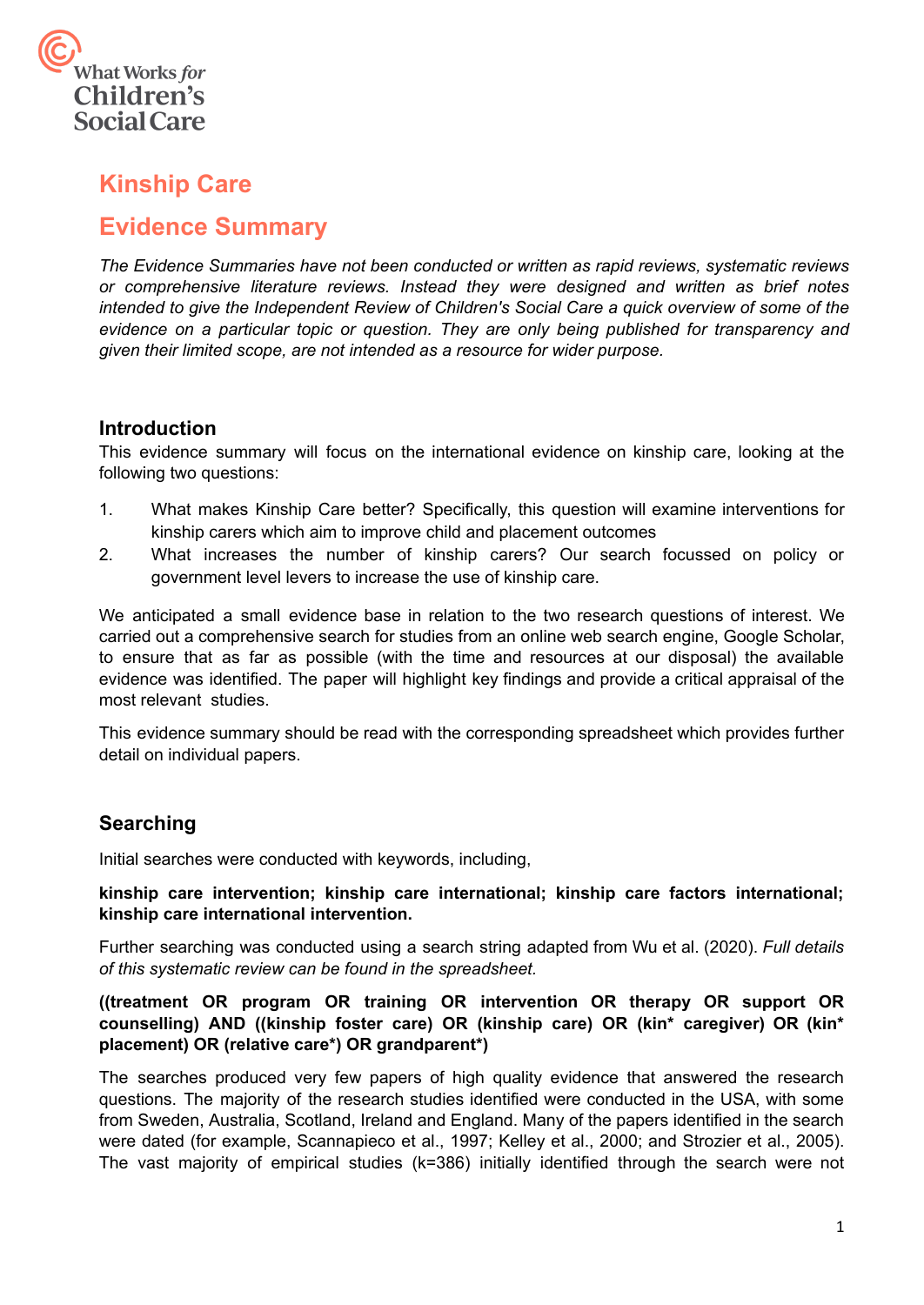What Works *for* Children's Social Care

# Kinship Care

# Evidence Summary

*The Evidence Summaries have not been conducted or written as rapid reviews, systematic reviews or comprehensive literature reviews. Instead they were designed and written as brief notes intended to give the Independent Review of Children's Social Care a quick overview of some of the evidence on a particular topic or question. They are only being published for transparency and given their limited scope, are not intended as a resource for wider purpose.*

## Introduction

This evidence summary will focus on the international evidence on kinship care, looking at the following two questions:

1. What makes Kinship Care better? Specifically, this question will examine interventions for kinship carers which aim to improve child and placement outcomes
2. What increases the number of kinship carers? Our search focussed on policy or government level levers to increase the use of kinship care.

We anticipated a small evidence base in relation to the two research questions of interest. We carried out a comprehensive search for studies from an online web search engine, Google Scholar, to ensure that as far as possible (with the time and resources at our disposal) the available evidence was identified. The paper will highlight key findings and provide a critical appraisal of the most relevant studies.

This evidence summary should be read with the corresponding spreadsheet which provides further detail on individual papers.

## Searching

Initial searches were conducted with keywords, including,

**kinship care intervention; kinship care international; kinship care factors international; kinship care international intervention.**

Further searching was conducted using a search string adapted from Wu et al. (2020). *Full details of this systematic review can be found in the spreadsheet.*

**((treatment OR program OR training OR intervention OR therapy OR support OR counselling) AND ((kinship foster care) OR (kinship care) OR (kin* caregiver) OR (kin* placement) OR (relative care*) OR grandparent*)**

The searches produced very few papers of high quality evidence that answered the research questions. The majority of the research studies identified were conducted in the USA, with some from Sweden, Australia, Scotland, Ireland and England. Many of the papers identified in the search were dated (for example, Scannapieco et al., 1997; Kelley et al., 2000; and Strozier et al., 2005). The vast majority of empirical studies (k=386) initially identified through the search were not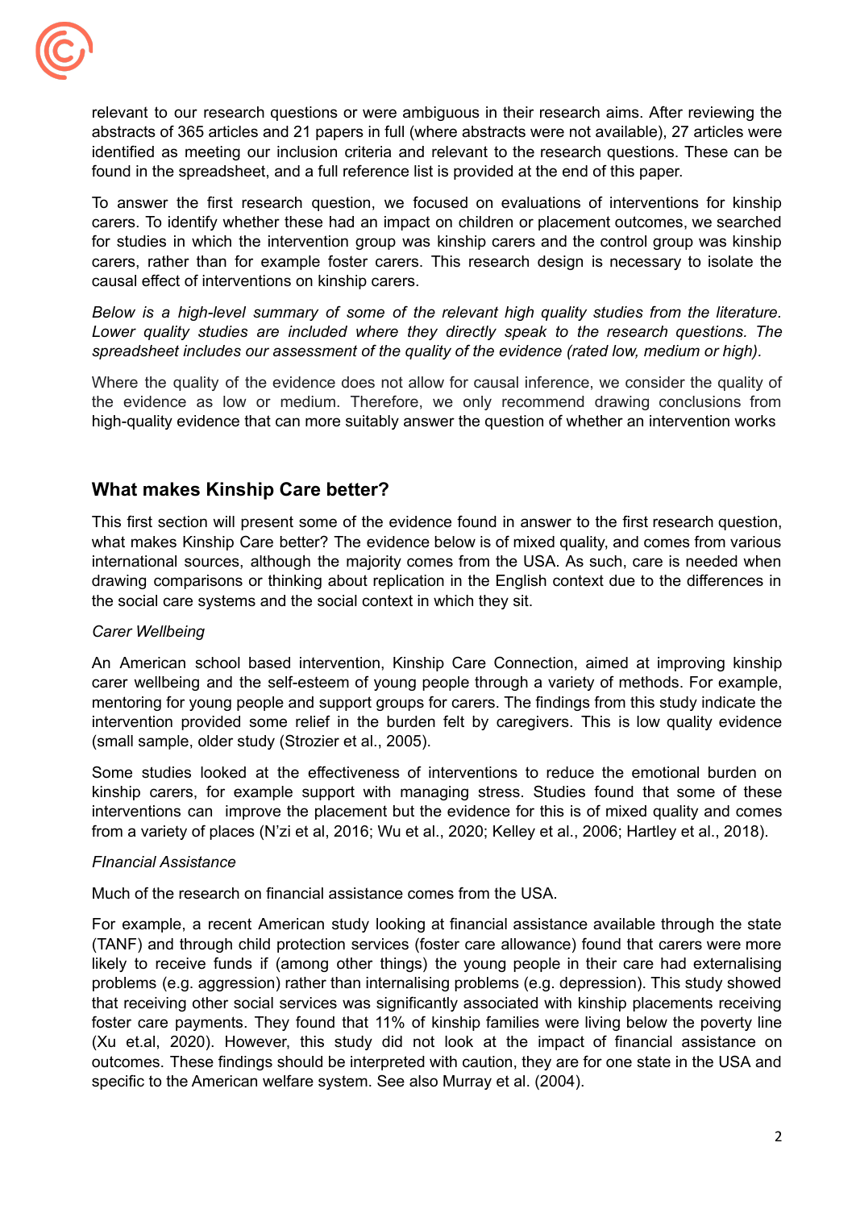relevant to our research questions or were ambiguous in their research aims. After reviewing the abstracts of 365 articles and 21 papers in full (where abstracts were not available), 27 articles were identified as meeting our inclusion criteria and relevant to the research questions. These can be found in the spreadsheet, and a full reference list is provided at the end of this paper.

To answer the first research question, we focused on evaluations of interventions for kinship carers. To identify whether these had an impact on children or placement outcomes, we searched for studies in which the intervention group was kinship carers and the control group was kinship carers, rather than for example foster carers. This research design is necessary to isolate the causal effect of interventions on kinship carers.

*Below is a high-level summary of some of the relevant high quality studies from the literature. Lower quality studies are included where they directly speak to the research questions. The spreadsheet includes our assessment of the quality of the evidence (rated low, medium or high).*

Where the quality of the evidence does not allow for causal inference, we consider the quality of the evidence as low or medium. Therefore, we only recommend drawing conclusions from high-quality evidence that can more suitably answer the question of whether an intervention works

## What makes Kinship Care better?

This first section will present some of the evidence found in answer to the first research question, what makes Kinship Care better? The evidence below is of mixed quality, and comes from various international sources, although the majority comes from the USA. As such, care is needed when drawing comparisons or thinking about replication in the English context due to the differences in the social care systems and the social context in which they sit.

*Carer Wellbeing*

An American school based intervention, Kinship Care Connection, aimed at improving kinship carer wellbeing and the self-esteem of young people through a variety of methods. For example, mentoring for young people and support groups for carers. The findings from this study indicate the intervention provided some relief in the burden felt by caregivers. This is low quality evidence (small sample, older study (Strozier et al., 2005).

Some studies looked at the effectiveness of interventions to reduce the emotional burden on kinship carers, for example support with managing stress. Studies found that some of these interventions can improve the placement but the evidence for this is of mixed quality and comes from a variety of places (N'zi et al, 2016; Wu et al., 2020; Kelley et al., 2006; Hartley et al., 2018).

*FInancial Assistance*

Much of the research on financial assistance comes from the USA.

For example, a recent American study looking at financial assistance available through the state (TANF) and through child protection services (foster care allowance) found that carers were more likely to receive funds if (among other things) the young people in their care had externalising problems (e.g. aggression) rather than internalising problems (e.g. depression). This study showed that receiving other social services was significantly associated with kinship placements receiving foster care payments. They found that 11% of kinship families were living below the poverty line (Xu et.al, 2020). However, this study did not look at the impact of financial assistance on outcomes. These findings should be interpreted with caution, they are for one state in the USA and specific to the American welfare system. See also Murray et al. (2004).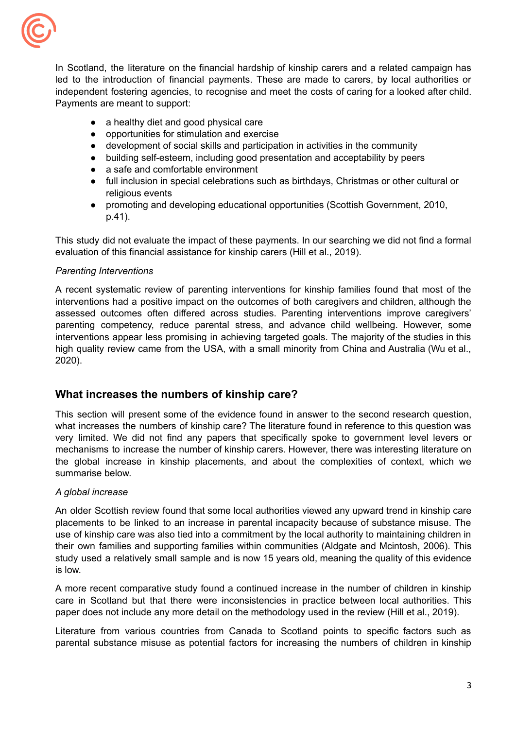In Scotland, the literature on the financial hardship of kinship carers and a related campaign has led to the introduction of financial payments. These are made to carers, by local authorities or independent fostering agencies, to recognise and meet the costs of caring for a looked after child. Payments are meant to support:

- a healthy diet and good physical care
- opportunities for stimulation and exercise
- development of social skills and participation in activities in the community
- building self-esteem, including good presentation and acceptability by peers
- a safe and comfortable environment
- full inclusion in special celebrations such as birthdays, Christmas or other cultural or religious events
- promoting and developing educational opportunities (Scottish Government, 2010, p.41).

This study did not evaluate the impact of these payments. In our searching we did not find a formal evaluation of this financial assistance for kinship carers (Hill et al., 2019).

*Parenting Interventions*

A recent systematic review of parenting interventions for kinship families found that most of the interventions had a positive impact on the outcomes of both caregivers and children, although the assessed outcomes often differed across studies. Parenting interventions improve caregivers' parenting competency, reduce parental stress, and advance child wellbeing. However, some interventions appear less promising in achieving targeted goals. The majority of the studies in this high quality review came from the USA, with a small minority from China and Australia (Wu et al., 2020).

## What increases the numbers of kinship care?

This section will present some of the evidence found in answer to the second research question, what increases the numbers of kinship care? The literature found in reference to this question was very limited. We did not find any papers that specifically spoke to government level levers or mechanisms to increase the number of kinship carers. However, there was interesting literature on the global increase in kinship placements, and about the complexities of context, which we summarise below.

*A global increase*

An older Scottish review found that some local authorities viewed any upward trend in kinship care placements to be linked to an increase in parental incapacity because of substance misuse. The use of kinship care was also tied into a commitment by the local authority to maintaining children in their own families and supporting families within communities (Aldgate and Mcintosh, 2006). This study used a relatively small sample and is now 15 years old, meaning the quality of this evidence is low.

A more recent comparative study found a continued increase in the number of children in kinship care in Scotland but that there were inconsistencies in practice between local authorities. This paper does not include any more detail on the methodology used in the review (Hill et al., 2019).

Literature from various countries from Canada to Scotland points to specific factors such as parental substance misuse as potential factors for increasing the numbers of children in kinship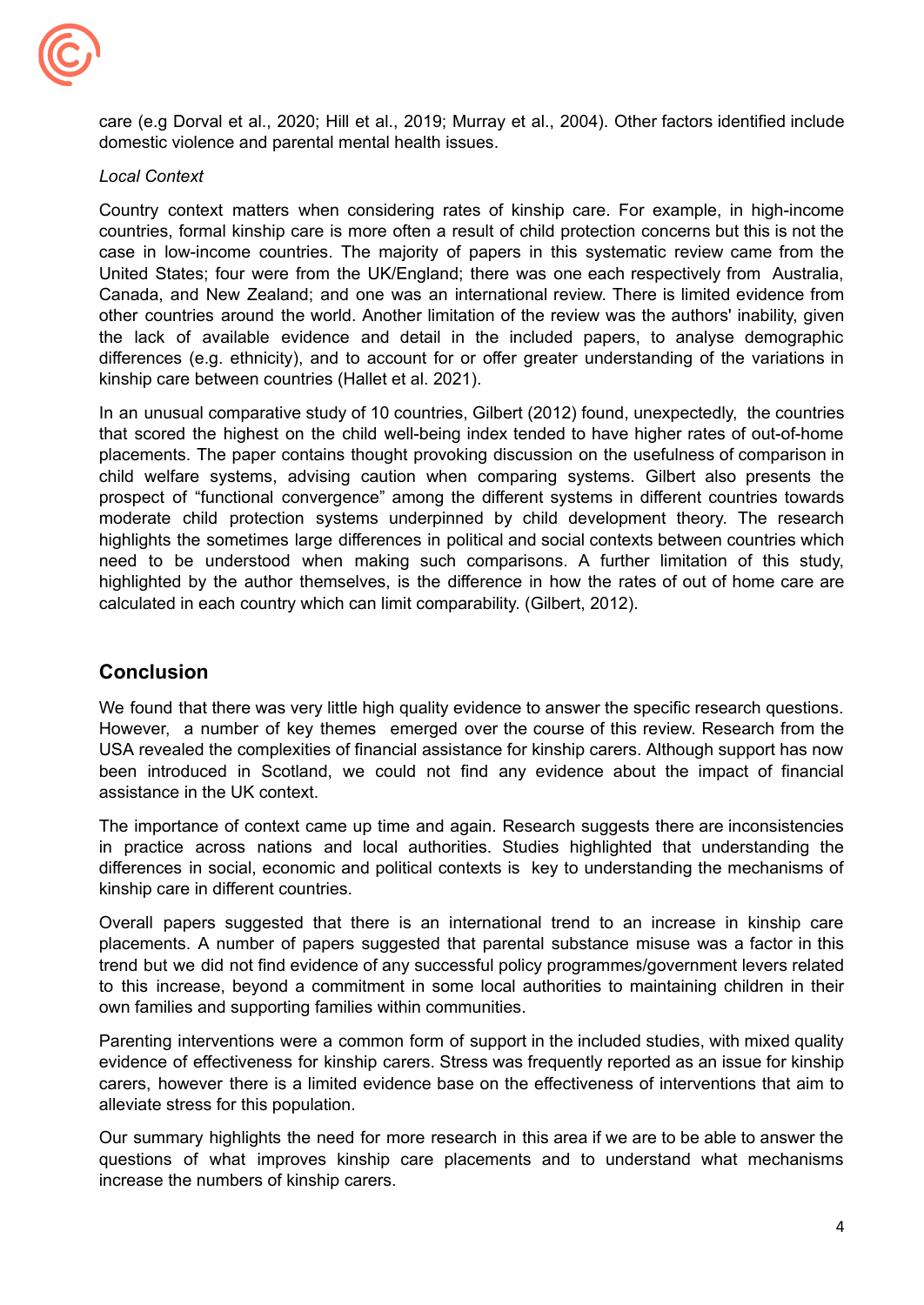care (e.g Dorval et al., 2020; Hill et al., 2019; Murray et al., 2004). Other factors identified include domestic violence and parental mental health issues.

*Local Context*

Country context matters when considering rates of kinship care. For example, in high-income countries, formal kinship care is more often a result of child protection concerns but this is not the case in low-income countries. The majority of papers in this systematic review came from the United States; four were from the UK/England; there was one each respectively from Australia, Canada, and New Zealand; and one was an international review. There is limited evidence from other countries around the world. Another limitation of the review was the authors' inability, given the lack of available evidence and detail in the included papers, to analyse demographic differences (e.g. ethnicity), and to account for or offer greater understanding of the variations in kinship care between countries (Hallet et al. 2021).

In an unusual comparative study of 10 countries, Gilbert (2012) found, unexpectedly, the countries that scored the highest on the child well-being index tended to have higher rates of out-of-home placements. The paper contains thought provoking discussion on the usefulness of comparison in child welfare systems, advising caution when comparing systems. Gilbert also presents the prospect of "functional convergence" among the different systems in different countries towards moderate child protection systems underpinned by child development theory. The research highlights the sometimes large differences in political and social contexts between countries which need to be understood when making such comparisons. A further limitation of this study, highlighted by the author themselves, is the difference in how the rates of out of home care are calculated in each country which can limit comparability. (Gilbert, 2012).

## Conclusion

We found that there was very little high quality evidence to answer the specific research questions. However, a number of key themes emerged over the course of this review. Research from the USA revealed the complexities of financial assistance for kinship carers. Although support has now been introduced in Scotland, we could not find any evidence about the impact of financial assistance in the UK context.

The importance of context came up time and again. Research suggests there are inconsistencies in practice across nations and local authorities. Studies highlighted that understanding the differences in social, economic and political contexts is key to understanding the mechanisms of kinship care in different countries.

Overall papers suggested that there is an international trend to an increase in kinship care placements. A number of papers suggested that parental substance misuse was a factor in this trend but we did not find evidence of any successful policy programmes/government levers related to this increase, beyond a commitment in some local authorities to maintaining children in their own families and supporting families within communities.

Parenting interventions were a common form of support in the included studies, with mixed quality evidence of effectiveness for kinship carers. Stress was frequently reported as an issue for kinship carers, however there is a limited evidence base on the effectiveness of interventions that aim to alleviate stress for this population.

Our summary highlights the need for more research in this area if we are to be able to answer the questions of what improves kinship care placements and to understand what mechanisms increase the numbers of kinship carers.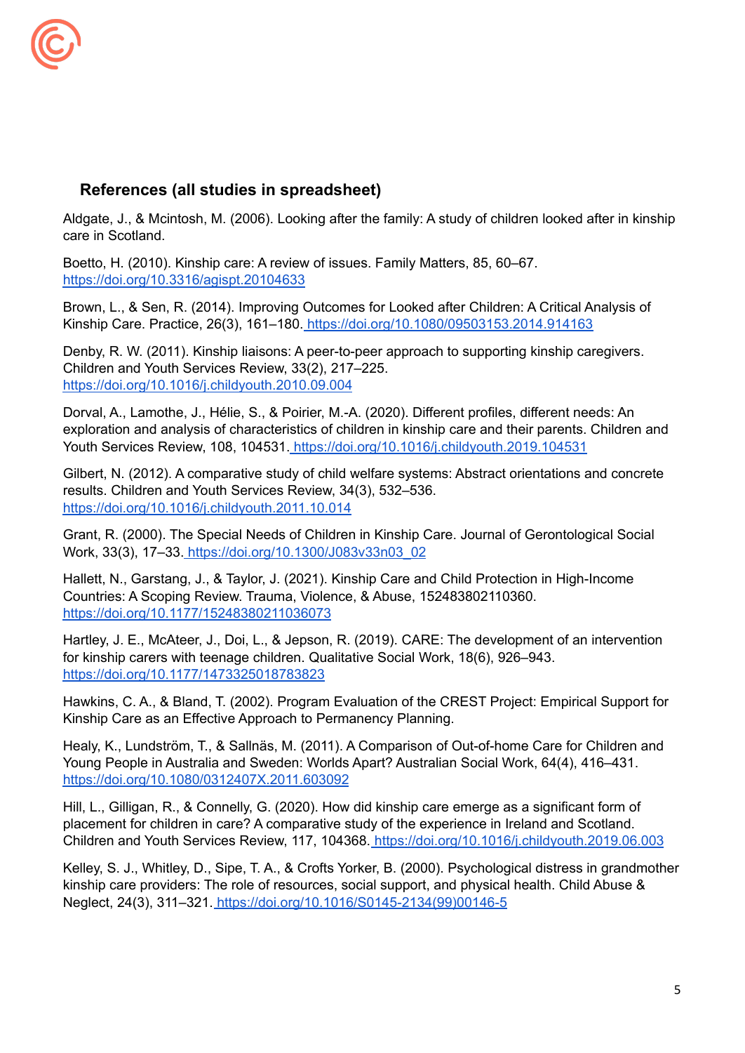## References (all studies in spreadsheet)

Aldgate, J., & Mcintosh, M. (2006). Looking after the family: A study of children looked after in kinship care in Scotland.

Boetto, H. (2010). Kinship care: A review of issues. Family Matters, 85, 60–67. https://doi.org/10.3316/agispt.20104633

Brown, L., & Sen, R. (2014). Improving Outcomes for Looked after Children: A Critical Analysis of Kinship Care. Practice, 26(3), 161–180. https://doi.org/10.1080/09503153.2014.914163

Denby, R. W. (2011). Kinship liaisons: A peer-to-peer approach to supporting kinship caregivers. Children and Youth Services Review, 33(2), 217–225. https://doi.org/10.1016/j.childyouth.2010.09.004

Dorval, A., Lamothe, J., Hélie, S., & Poirier, M.-A. (2020). Different profiles, different needs: An exploration and analysis of characteristics of children in kinship care and their parents. Children and Youth Services Review, 108, 104531. https://doi.org/10.1016/j.childyouth.2019.104531

Gilbert, N. (2012). A comparative study of child welfare systems: Abstract orientations and concrete results. Children and Youth Services Review, 34(3), 532–536. https://doi.org/10.1016/j.childyouth.2011.10.014

Grant, R. (2000). The Special Needs of Children in Kinship Care. Journal of Gerontological Social Work, 33(3), 17–33. https://doi.org/10.1300/J083v33n03_02

Hallett, N., Garstang, J., & Taylor, J. (2021). Kinship Care and Child Protection in High-Income Countries: A Scoping Review. Trauma, Violence, & Abuse, 152483802110360. https://doi.org/10.1177/15248380211036073

Hartley, J. E., McAteer, J., Doi, L., & Jepson, R. (2019). CARE: The development of an intervention for kinship carers with teenage children. Qualitative Social Work, 18(6), 926–943. https://doi.org/10.1177/1473325018783823

Hawkins, C. A., & Bland, T. (2002). Program Evaluation of the CREST Project: Empirical Support for Kinship Care as an Effective Approach to Permanency Planning.

Healy, K., Lundström, T., & Sallnäs, M. (2011). A Comparison of Out-of-home Care for Children and Young People in Australia and Sweden: Worlds Apart? Australian Social Work, 64(4), 416–431. https://doi.org/10.1080/0312407X.2011.603092

Hill, L., Gilligan, R., & Connelly, G. (2020). How did kinship care emerge as a significant form of placement for children in care? A comparative study of the experience in Ireland and Scotland. Children and Youth Services Review, 117, 104368. https://doi.org/10.1016/j.childyouth.2019.06.003

Kelley, S. J., Whitley, D., Sipe, T. A., & Crofts Yorker, B. (2000). Psychological distress in grandmother kinship care providers: The role of resources, social support, and physical health. Child Abuse & Neglect, 24(3), 311–321. https://doi.org/10.1016/S0145-2134(99)00146-5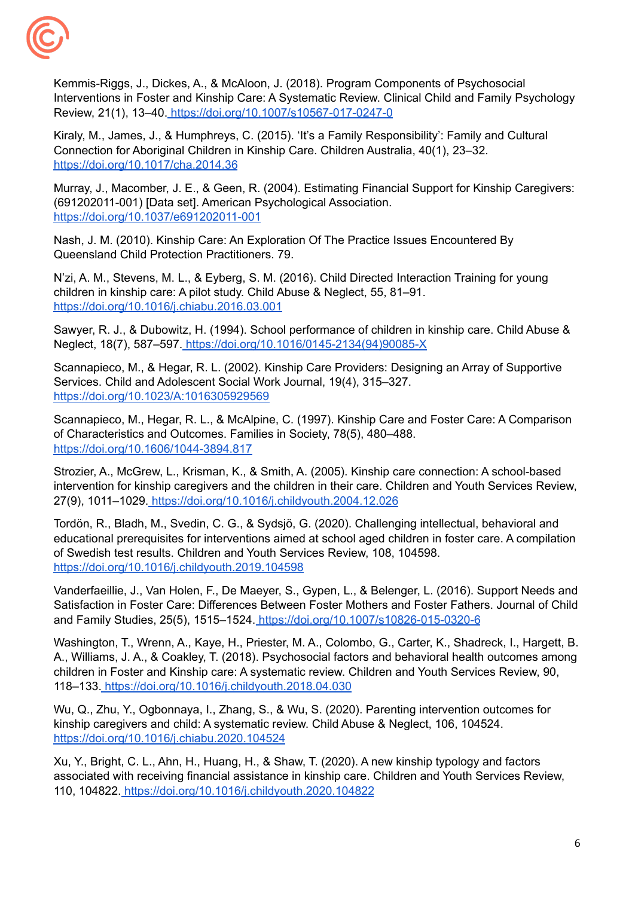Kemmis-Riggs, J., Dickes, A., & McAloon, J. (2018). Program Components of Psychosocial Interventions in Foster and Kinship Care: A Systematic Review. Clinical Child and Family Psychology Review, 21(1), 13–40. https://doi.org/10.1007/s10567-017-0247-0

Kiraly, M., James, J., & Humphreys, C. (2015). 'It's a Family Responsibility': Family and Cultural Connection for Aboriginal Children in Kinship Care. Children Australia, 40(1), 23–32. https://doi.org/10.1017/cha.2014.36

Murray, J., Macomber, J. E., & Geen, R. (2004). Estimating Financial Support for Kinship Caregivers: (691202011-001) [Data set]. American Psychological Association. https://doi.org/10.1037/e691202011-001

Nash, J. M. (2010). Kinship Care: An Exploration Of The Practice Issues Encountered By Queensland Child Protection Practitioners. 79.

N'zi, A. M., Stevens, M. L., & Eyberg, S. M. (2016). Child Directed Interaction Training for young children in kinship care: A pilot study. Child Abuse & Neglect, 55, 81–91. https://doi.org/10.1016/j.chiabu.2016.03.001

Sawyer, R. J., & Dubowitz, H. (1994). School performance of children in kinship care. Child Abuse & Neglect, 18(7), 587–597. https://doi.org/10.1016/0145-2134(94)90085-X

Scannapieco, M., & Hegar, R. L. (2002). Kinship Care Providers: Designing an Array of Supportive Services. Child and Adolescent Social Work Journal, 19(4), 315–327. https://doi.org/10.1023/A:1016305929569

Scannapieco, M., Hegar, R. L., & McAlpine, C. (1997). Kinship Care and Foster Care: A Comparison of Characteristics and Outcomes. Families in Society, 78(5), 480–488. https://doi.org/10.1606/1044-3894.817

Strozier, A., McGrew, L., Krisman, K., & Smith, A. (2005). Kinship care connection: A school-based intervention for kinship caregivers and the children in their care. Children and Youth Services Review, 27(9), 1011–1029. https://doi.org/10.1016/j.childyouth.2004.12.026

Tordön, R., Bladh, M., Svedin, C. G., & Sydsjö, G. (2020). Challenging intellectual, behavioral and educational prerequisites for interventions aimed at school aged children in foster care. A compilation of Swedish test results. Children and Youth Services Review, 108, 104598. https://doi.org/10.1016/j.childyouth.2019.104598

Vanderfaeillie, J., Van Holen, F., De Maeyer, S., Gypen, L., & Belenger, L. (2016). Support Needs and Satisfaction in Foster Care: Differences Between Foster Mothers and Foster Fathers. Journal of Child and Family Studies, 25(5), 1515–1524. https://doi.org/10.1007/s10826-015-0320-6

Washington, T., Wrenn, A., Kaye, H., Priester, M. A., Colombo, G., Carter, K., Shadreck, I., Hargett, B. A., Williams, J. A., & Coakley, T. (2018). Psychosocial factors and behavioral health outcomes among children in Foster and Kinship care: A systematic review. Children and Youth Services Review, 90, 118–133. https://doi.org/10.1016/j.childyouth.2018.04.030

Wu, Q., Zhu, Y., Ogbonnaya, I., Zhang, S., & Wu, S. (2020). Parenting intervention outcomes for kinship caregivers and child: A systematic review. Child Abuse & Neglect, 106, 104524. https://doi.org/10.1016/j.chiabu.2020.104524

Xu, Y., Bright, C. L., Ahn, H., Huang, H., & Shaw, T. (2020). A new kinship typology and factors associated with receiving financial assistance in kinship care. Children and Youth Services Review, 110, 104822. https://doi.org/10.1016/j.childyouth.2020.104822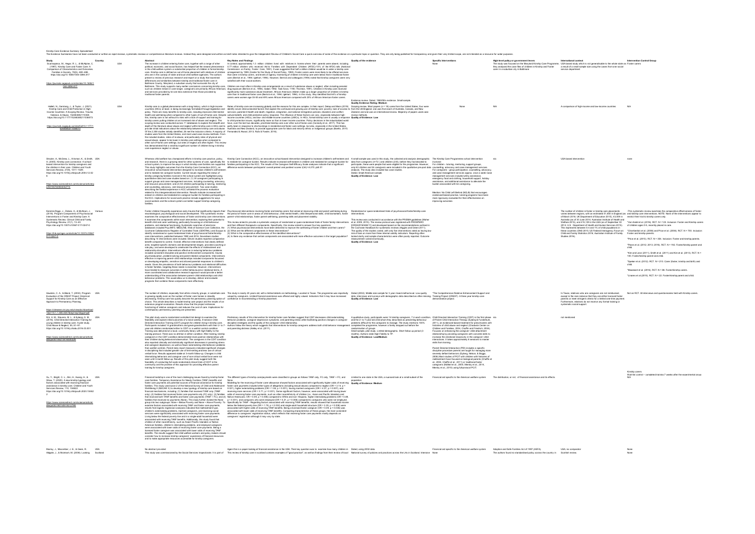Kinship Care Evidence Summary Spreadsheet

The Evidence Summaries have not been conducted or written as rapid reviews, systematic reviews or comprehensive literature reviews. Instead they were designed and written as brief notes intended to give the Independent Review of Children's Social Care a quick overview of some of the evidence on a particular topic or question. They are only being published for transparency and given their very limited scope, are not intended as a resource for wider purposes.

| Study | Country | Abstract | Key Notes and Findings | Quality of the evidence | Specific Interventions | High-level policy or government levers | International context | Intervention Control Group |
|---|---|---|---|---|---|---|---|---|
| Scannapieco, M., Hegar, R. L., & McAlpine, C. (1997). Kinship Care and Foster Care: A Comparison of Characteristics and Outcomes. Families in Society, 78(5), 480–488. https://doi.org/10.1606/1044-3894.817 | USA | | | Evidence review. Dated, 1980/90s evidence. Small sample. Quality Evidence Rating: Medium | None | The study was focused on the Maryland Kinship Care Programme. | USA based study which is not generalisable to the whole state as a result of a small sample size | Foster carers |
| Hallett, N., Garstang, J., & Taylor, J. (2021). Kinship Care and Child Protection in High-Income Countries: A Scoping Review. Trauma, Violence, & Abuse, 15248380211036073. https://doi.org/10.1177/15248380211036073 | USA | | | Quality of Evidence: Low | None | N/A | A comparison of high-income and low-income countries | N/A |
| Strozier, A., McGrew, L., Krisman, K., & Smith, A. (2005). Kinship care connection: A school-based intervention for kinship caregivers and the children in their care. Children and Youth Services Review, 27(9), 1011–1029. https://doi.org/10.1016/j.childyouth.2004.12.026 | USA | | | Quality of Evidence: Low | The Kinship Care Programmes school intervention | n/a | USA based intervention | none |
| Kemmis-Riggs, J., Dickes, A., & McAloon, J. (2018). Program Components of Psychosocial Interventions in Foster and Kinship Care: A Systematic Review. Clinical Child and Family Psychology Review, 21(1), 13–40. https://doi.org/10.1007/s10567-017-0247-0 | Various | | | Quality of Evidence: Low | | | | |
| Hawkins, C. A., & Bland, T. (2002). Program Evaluation of the CREST Project: Empirical Support for Kinship Care as an Effective Approach to Permanency Planning. | USA | | | Quality of Evidence: Low | "The Comprehensive Relative Enhancement Support and Training Project (CREST)" | | | Not an RCT |
| N'zi, A. M., Stevens, M. L., & Eyberg, S. M. (2016). Child Directed Interaction Training for young children in kinship care: A pilot study. Child Abuse & Neglect, 55, 81–91. https://doi.org/10.1016/j.chiabu.2016.03.001 | USA | | | Quality of Evidence: Low/Medium | Child Directed Interaction Training (CDIT) | n/a | not mentioned | Kinship carers. Wait-list control |
| Xu, Y., Bright, C. L., Ahn, H., Huang, H., & Shaw, T. (2020). A new kinship typology and factors associated with receiving financial assistance in kinship care. Children and Youth Services Review, 110, 104822. https://doi.org/10.1016/j.childyouth.2020.104822 | USA | | | Limited to one state in the USA. Quality of Evidence: Medium | Financial aid specific to the American welfare system | The distribution, or not, of financial assistance and its effects | | N/A |
| Murray, J., Macomber, J. E., & Geen, R. | USA | No abstract provided | | Dated. Using 2002 data. | Financial aid specific to the American welfare system | Adoption and Safe Families Act of 1997 (ASFA) | USA, no comparator | None |
| Aldgate, J., & McIntosh, M. (2006). Looking | Scotland | This study was commissioned by the Social Services Inspectorate | | | | | Scottish review | None |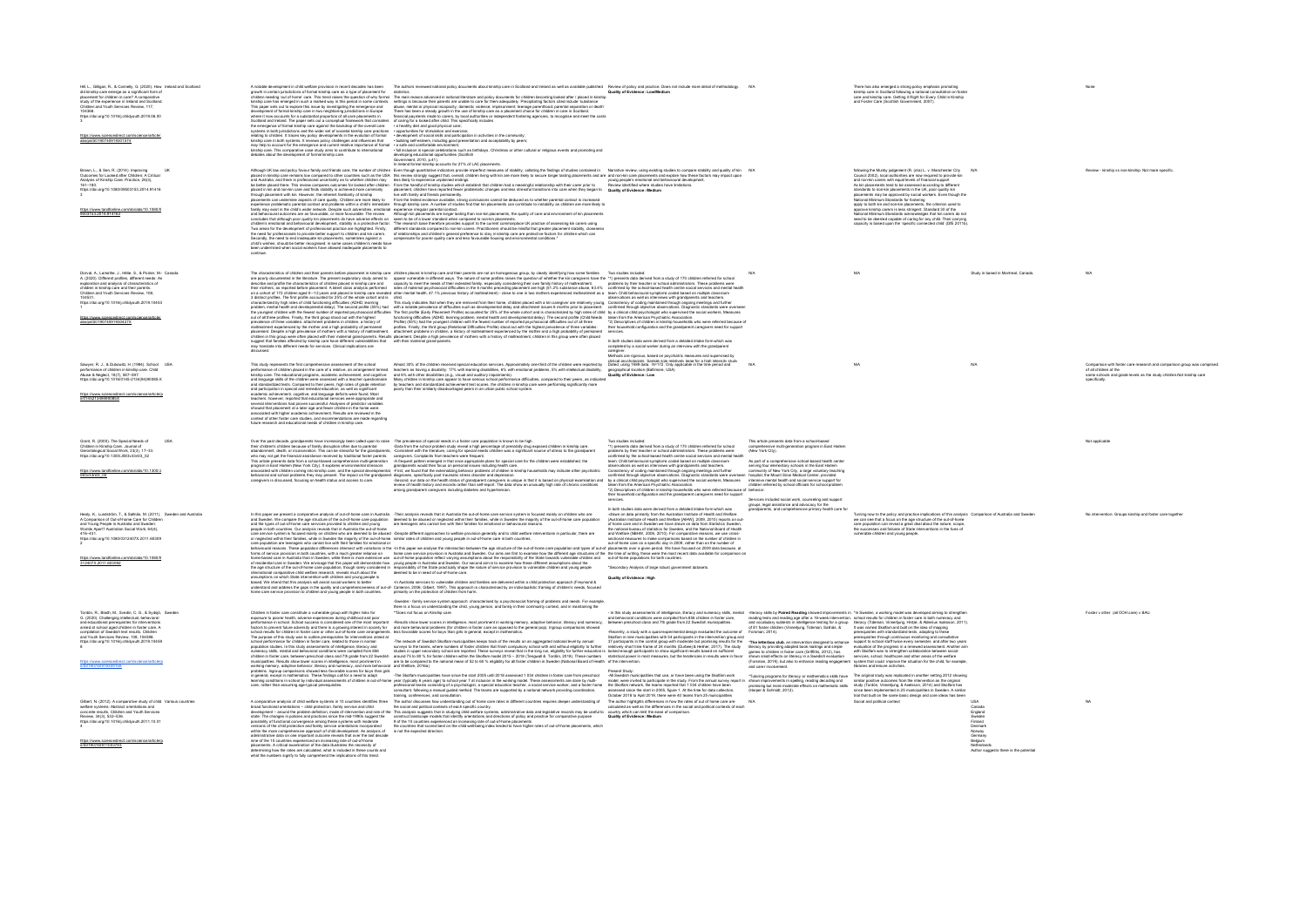| Reference | Country | Notes | Comments |
|---|---|---|---|
| Hill, L., Gilligan, R., & Connelly, G. (2020). How did kinship care emerge as a significant form of placement for children in care? A comparative study of the experience in Ireland and Scotland. Children and Youth Services Review, 117, 104368. | Ireland and Scotland | | None |
| Brown, L., & Sen, R. (2014). Improving Outcomes for Looked after Children: A Critical Analysis of Kinship Care. Practice, 26(3), 161–180. https://doi.org/10.1080/09503153.2014.914163 | UK | N/A | Review - kinship vs non-kinship. Not more specific. |
| Dorval, A., Lamothe, J., Hélie, S., & Poirier, M.-A. (2020). Different profiles, different needs: An exploration and analysis of characteristics of children in kinship care and their caregivers. Children and Youth Services Review, 108, 104631. | Canada | Study is based in Montreal, Canada | N/A |
| Sawyer, R. J., & Dubowitz, H. (1994). School performance of children in kinship care. Child Abuse & Neglect, 18(7), 587–597. | USA | N/A | Comparison with foster care research and comparison group was comprised of all children at the same schools and grade levels as the study children/not kinship care specifically. |
| Grant, R. (2000). The Special Needs of Children in Kinship Care. Journal of Gerontological Social Work, 33(3), 17–33. | USA | | Not applicable |
| Healy, K., Lundström, T., & Sallnäs, M. (2011). A Comparison of Out-of-home Care for Children and Young People in Australia and Sweden: Worlds Apart? Australian Social Work, 64(4), 416–431. | Sweden and Australia | Comparison of Australia and Sweden | No intervention. Groups kinship and foster care together |
| Tordön, R., Bladh, M., Sydsjö, G., & Svedin, C. G. (2020). Challenging intellectual, behavioral and educational prerequisites for interventions aimed at school-aged children in foster care. Children and Youth Services Review, 108, 104599. | Sweden | | Foster v other (all OOH care) = BAU |
| Gilbert, N. (2012). A comparative study of child welfare systems: Abstract orientations and concrete results. Children and Youth Services Review, 34(3), 532–536. | Various countries | USA, Canada, England, Sweden, Finland, Denmark, Norway, Germany, Belgium, Netherlands | NA |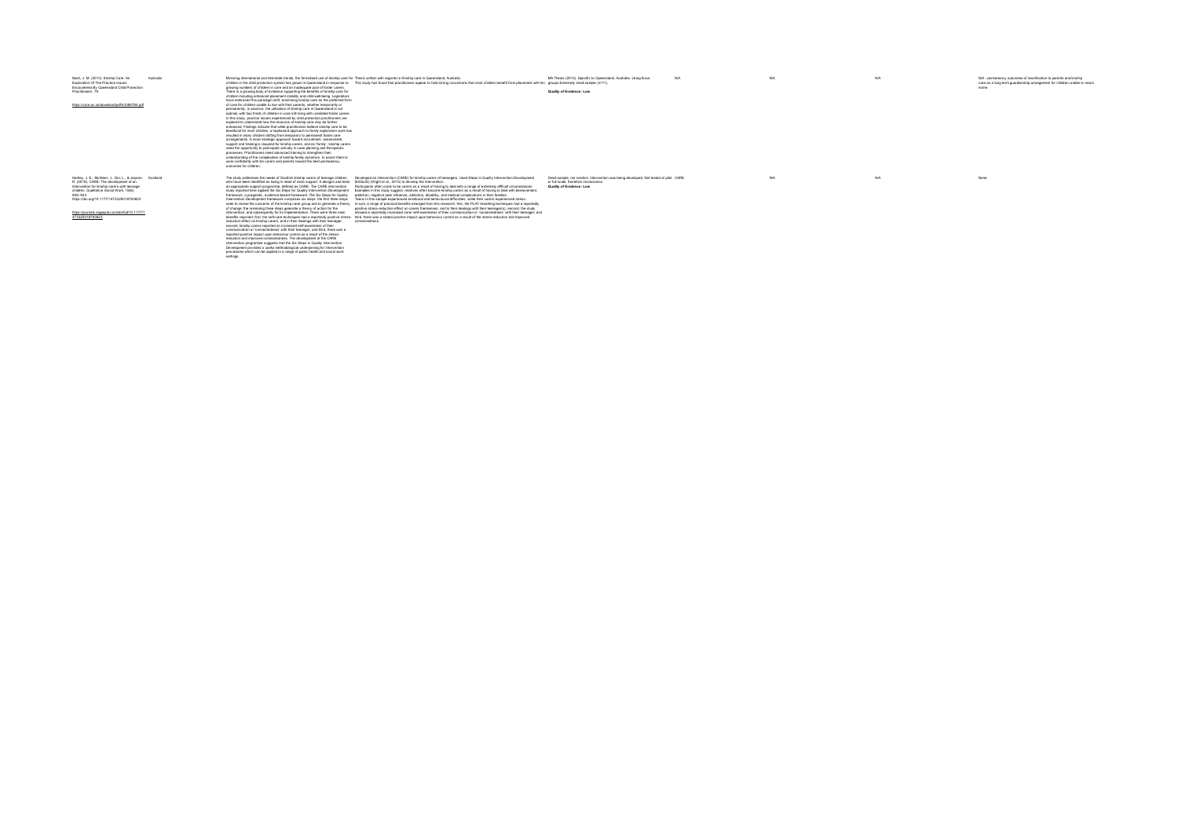| | | | | | | | | |
|---|---|---|---|---|---|---|---|---|
| Nash, J. M. (2010). Kinship Care: An Exploration Of The Practice Issues Encountered By Queensland Child Protection Practitioners. 79.<br><br>https://core.ac.uk/download/pdf/4658794.pdf | Australia | Mirroring international and interstate trends, the formalised use of kinship care for children in the child protection system has grown in Queensland in response to growing numbers of children in care and an inadequate pool of foster carers. There is a growing body of evidence supporting the benefits of kinship care for children including enhanced placement stability and child well-being. Legislators have embraced this paradigm shift, enshrining kinship care as the preferred form of care for children unable to live with their parents, whether temporarily or permanently. In practice, the utilisation of kinship care in Queensland is not optimal, with two thirds of children in care still living with unrelated foster carers. In this study, practice issues experienced by child protection practitioners are explored to understand how the resource of kinship care may be further embraced. Findings indicate that while practitioners believe kinship care to be beneficial for most children, a haphazard approach to family exploration work has resulted in many children drifting from temporary to permanent foster care arrangements. A more strategic approach toward recruitment, assessment, support and training is required for kinship carers, and as 'family', kinship carers need the opportunity to participate actively in case planning and therapeutic processes. Practitioners need advanced training to strengthen their understanding of the complexities of kinship family dynamics, to assist them to work confidently with kin carers and parents toward the best permanency outcomes for children. | Thesis written with regards to Kinship care in Queensland, Australia.<br>This study has found that practitioners appear to hold strong convictions that most children benefit from placement with kin | MA Thesis (2010). Specific to Queensland, Australia. Using focus groups Extremely small sample (n=11).<br>**Quality of Evidence: Low** | N/A | N/A | N/A | N/A - permanency outcomes of reunification to parents and kinship care as a long term guardianship arrangement for children unable to return home. |
| Hartley, J. E., McAteer, J., Doi, L., & Jepson, R. (2019). CARE: The development of an intervention for kinship carers with teenage children. Qualitative Social Work, 18(6), 926–943. https://doi.org/10.1177/1473325018783823<br><br>https://journals.sagepub.com/doi/full/10.1177/1473325018783823 | Scotland | The study addresses the needs of Scottish kinship carers of teenage children who have been identified as being in need of extra support. It designs and tests an appropriate support programme, defined as CARE. The CARE intervention study reported here applied the Six Steps for Quality Intervention Development framework, a pragmatic, evidence-based framework. The Six Steps for Quality Intervention Development framework comprises six steps: the first three steps seek to reveal the concerns of the kinship carer group and to generate a theory of change; the remaining three steps generate a theory of action for the intervention, and subsequently for its implementation. There were three main benefits reported: first, the self-care techniques had a reportedly positive stress-reduction effect on kinship carers, and in their dealings with their teenager; second, kinship carers reported an increased self-awareness of their communication or 'connectedness' with their teenager; and third, there was a reported positive impact upon behaviour control as a result of the stress-reduction and improved connectedness. The development of the CARE intervention programme suggests that the Six Steps in Quality Intervention Development provides a useful methodological underpinning for intervention procedures which can be applied in a range of public health and social work settings. | Developed an intervention (CARE) for kinship carers of teenagers. Used Steps in Quality Intervention Development (6SQuID) (Wight et al., 2015) to develop the intervention.<br>Participants often came to be carers as a result of having to deal with a range of extremely difficult circumstances. Examples in this study suggest; relatives often become kinship carers as a result of having to deal with bereavement, addiction, negative peer influence, addiction, disability, and medical complications in their families.<br>Teens in this sample experienced emotional and behavioural difficulties, while their carers experienced stress.<br>In turn, a range of practical benefits emerged from this research: first, the PLAY breathing techniques had a reportedly positive stress-reduction effect on carers themselves, and in their dealings with their teenager(s); second, the study showed a reportedly increased carer self-awareness of their communication or 'connectedness' with their teenager; and third, there was a stated positive impact upon behaviour control as a result of the stress-reduction and improved connectedness. | Small sample, not random. Intervention was being developed. Not tested at pilot or full scale, therefore inconclusive.<br>**Quality of Evidence: Low** | CARE | N/A | N/A | None |